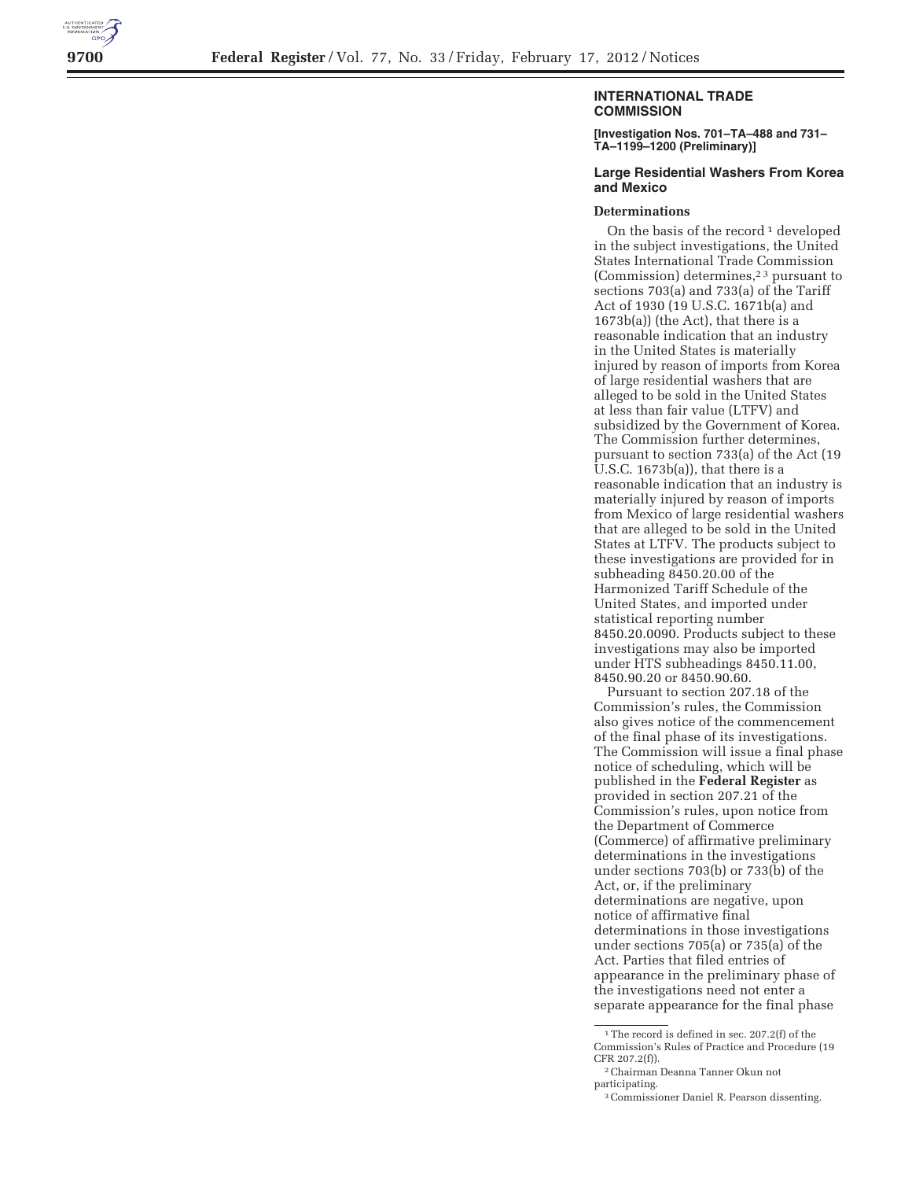## INTERNATIONAL TRADE COMMISSION

**[Investigation Nos. 701–TA–488 and 731–TA–1199–1200 (Preliminary)]**

### Large Residential Washers From Korea and Mexico

**Determinations**

On the basis of the record [1] developed in the subject investigations, the United States International Trade Commission (Commission) determines,[2] [3] pursuant to sections 703(a) and 733(a) of the Tariff Act of 1930 (19 U.S.C. 1671b(a) and 1673b(a)) (the Act), that there is a reasonable indication that an industry in the United States is materially injured by reason of imports from Korea of large residential washers that are alleged to be sold in the United States at less than fair value (LTFV) and subsidized by the Government of Korea. The Commission further determines, pursuant to section 733(a) of the Act (19 U.S.C. 1673b(a)), that there is a reasonable indication that an industry is materially injured by reason of imports from Mexico of large residential washers that are alleged to be sold in the United States at LTFV. The products subject to these investigations are provided for in subheading 8450.20.00 of the Harmonized Tariff Schedule of the United States, and imported under statistical reporting number 8450.20.0090. Products subject to these investigations may also be imported under HTS subheadings 8450.11.00, 8450.90.20 or 8450.90.60.

Pursuant to section 207.18 of the Commission's rules, the Commission also gives notice of the commencement of the final phase of its investigations. The Commission will issue a final phase notice of scheduling, which will be published in the **Federal Register** as provided in section 207.21 of the Commission's rules, upon notice from the Department of Commerce (Commerce) of affirmative preliminary determinations in the investigations under sections 703(b) or 733(b) of the Act, or, if the preliminary determinations are negative, upon notice of affirmative final determinations in those investigations under sections 705(a) or 735(a) of the Act. Parties that filed entries of appearance in the preliminary phase of the investigations need not enter a separate appearance for the final phase

---

[1] The record is defined in sec. 207.2(f) of the Commission's Rules of Practice and Procedure (19 CFR 207.2(f)).

[2] Chairman Deanna Tanner Okun not participating.

[3] Commissioner Daniel R. Pearson dissenting.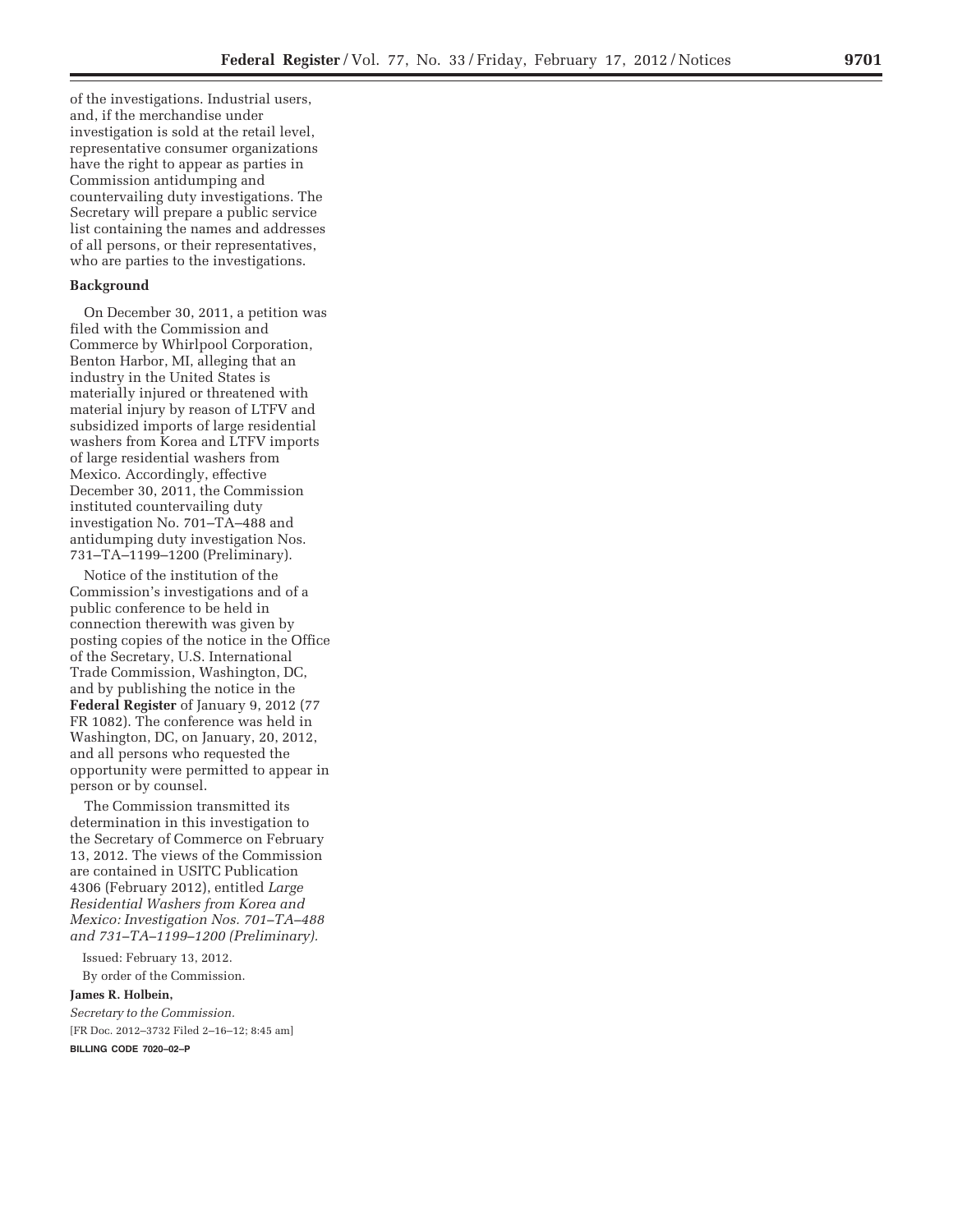of the investigations. Industrial users, and, if the merchandise under investigation is sold at the retail level, representative consumer organizations have the right to appear as parties in Commission antidumping and countervailing duty investigations. The Secretary will prepare a public service list containing the names and addresses of all persons, or their representatives, who are parties to the investigations.

**Background**

On December 30, 2011, a petition was filed with the Commission and Commerce by Whirlpool Corporation, Benton Harbor, MI, alleging that an industry in the United States is materially injured or threatened with material injury by reason of LTFV and subsidized imports of large residential washers from Korea and LTFV imports of large residential washers from Mexico. Accordingly, effective December 30, 2011, the Commission instituted countervailing duty investigation No. 701–TA–488 and antidumping duty investigation Nos. 731–TA–1199–1200 (Preliminary).

Notice of the institution of the Commission's investigations and of a public conference to be held in connection therewith was given by posting copies of the notice in the Office of the Secretary, U.S. International Trade Commission, Washington, DC, and by publishing the notice in the **Federal Register** of January 9, 2012 (77 FR 1082). The conference was held in Washington, DC, on January, 20, 2012, and all persons who requested the opportunity were permitted to appear in person or by counsel.

The Commission transmitted its determination in this investigation to the Secretary of Commerce on February 13, 2012. The views of the Commission are contained in USITC Publication 4306 (February 2012), entitled *Large Residential Washers from Korea and Mexico: Investigation Nos. 701–TA–488 and 731–TA–1199–1200 (Preliminary).*

Issued: February 13, 2012.

By order of the Commission.

**James R. Holbein,**

*Secretary to the Commission.*

[FR Doc. 2012–3732 Filed 2–16–12; 8:45 am]

**BILLING CODE 7020–02–P**